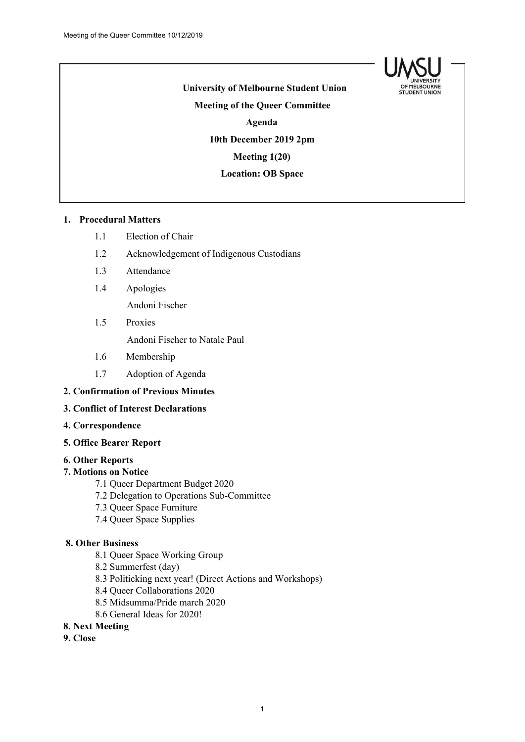**University of Melbourne Student Union**

**Meeting of the Queer Committee**

**Agenda**

**10th December 2019 2pm**

**Meeting 1(20)**

**Location: OB Space**

1. **Procedural Matters**
   - 1.1 Election of Chair
   - 1.2 Acknowledgement of Indigenous Custodians
   - 1.3 Attendance
   - 1.4 Apologies

     Andoni Fischer
   - 1.5 Proxies

     Andoni Fischer to Natale Paul
   - 1.6 Membership
   - 1.7 Adoption of Agenda

**2. Confirmation of Previous Minutes**

**3. Conflict of Interest Declarations**

**4. Correspondence**

**5. Office Bearer Report**

**6. Other Reports**

**7. Motions on Notice**

- 7.1 Queer Department Budget 2020
- 7.2 Delegation to Operations Sub-Committee
- 7.3 Queer Space Furniture
- 7.4 Queer Space Supplies

**8. Other Business**

- 8.1 Queer Space Working Group
- 8.2 Summerfest (day)
- 8.3 Politicking next year! (Direct Actions and Workshops)
- 8.4 Queer Collaborations 2020
- 8.5 Midsumma/Pride march 2020
- 8.6 General Ideas for 2020!

**8. Next Meeting**

**9. Close**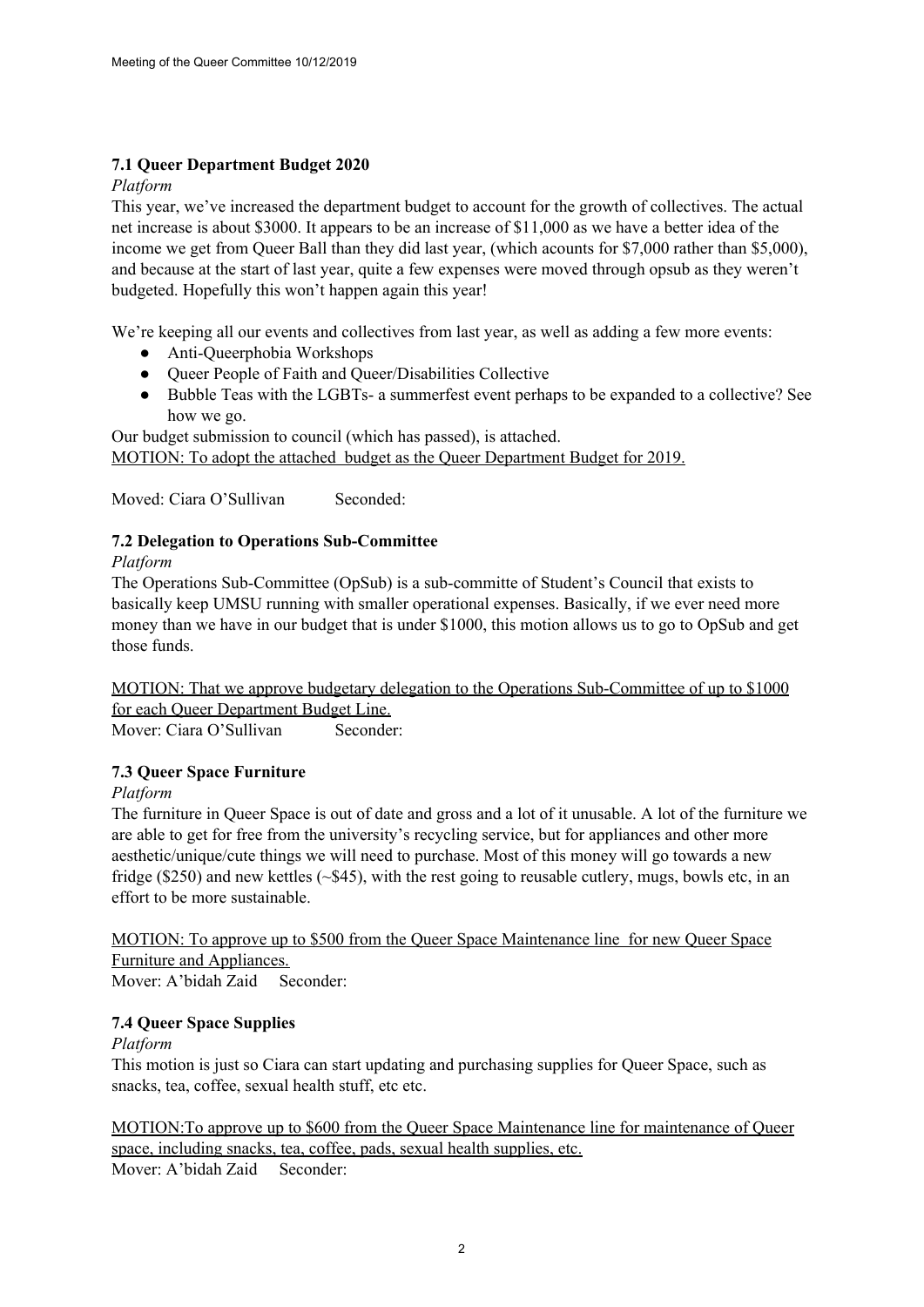### 7.1 Queer Department Budget 2020

*Platform*

This year, we've increased the department budget to account for the growth of collectives. The actual net increase is about $3000. It appears to be an increase of $11,000 as we have a better idea of the income we get from Queer Ball than they did last year, (which acounts for $7,000 rather than $5,000), and because at the start of last year, quite a few expenses were moved through opsub as they weren't budgeted. Hopefully this won't happen again this year!

We're keeping all our events and collectives from last year, as well as adding a few more events:

- Anti-Queerphobia Workshops
- Queer People of Faith and Queer/Disabilities Collective
- Bubble Teas with the LGBTs- a summerfest event perhaps to be expanded to a collective? See how we go.

Our budget submission to council (which has passed), is attached.

<u>MOTION: To adopt the attached budget as the Queer Department Budget for 2019.</u>

Moved: Ciara O'Sullivan Seconded:

### 7.2 Delegation to Operations Sub-Committee

*Platform*

The Operations Sub-Committee (OpSub) is a sub-committe of Student's Council that exists to basically keep UMSU running with smaller operational expenses. Basically, if we ever need more money than we have in our budget that is under $1000, this motion allows us to go to OpSub and get those funds.

<u>MOTION: That we approve budgetary delegation to the Operations Sub-Committee of up to $1000 for each Queer Department Budget Line.</u>

Mover: Ciara O'Sullivan Seconder:

### 7.3 Queer Space Furniture

*Platform*

The furniture in Queer Space is out of date and gross and a lot of it unusable. A lot of the furniture we are able to get for free from the university's recycling service, but for appliances and other more aesthetic/unique/cute things we will need to purchase. Most of this money will go towards a new fridge ($250) and new kettles (~$45), with the rest going to reusable cutlery, mugs, bowls etc, in an effort to be more sustainable.

<u>MOTION: To approve up to $500 from the Queer Space Maintenance line for new Queer Space Furniture and Appliances.</u>

Mover: A'bidah Zaid Seconder:

### 7.4 Queer Space Supplies

*Platform*

This motion is just so Ciara can start updating and purchasing supplies for Queer Space, such as snacks, tea, coffee, sexual health stuff, etc etc.

<u>MOTION:To approve up to $600 from the Queer Space Maintenance line for maintenance of Queer space, including snacks, tea, coffee, pads, sexual health supplies, etc.</u>

Mover: A'bidah Zaid Seconder: